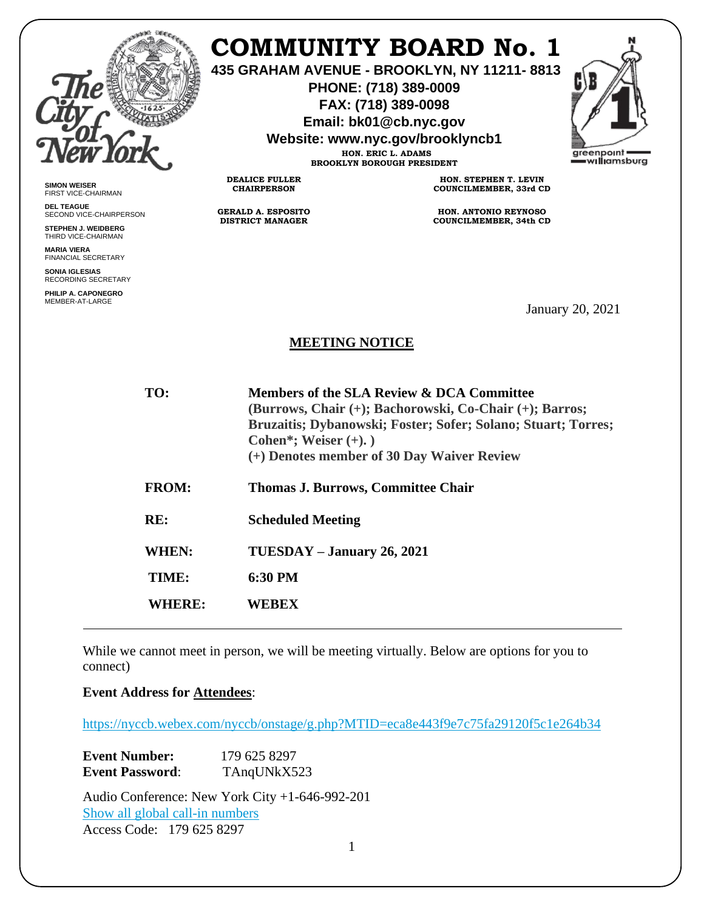# COMMUNITY BOARD No. 1

**435 GRAHAM AVENUE - BROOKLYN, NY 11211- 8813**
**PHONE: (718) 389-0009**
**FAX: (718) 389-0098**
**Email: bk01@cb.nyc.gov**
**Website: www.nyc.gov/brooklyncb1**

**HON. ERIC L. ADAMS**
**BROOKLYN BOROUGH PRESIDENT**

**DEALICE FULLER**
**CHAIRPERSON**

**GERALD A. ESPOSITO**
**DISTRICT MANAGER**

**HON. STEPHEN T. LEVIN**
**COUNCILMEMBER, 33rd CD**

**HON. ANTONIO REYNOSO**
**COUNCILMEMBER, 34th CD**

**SIMON WEISER**
FIRST VICE-CHAIRMAN

**DEL TEAGUE**
SECOND VICE-CHAIRPERSON

**STEPHEN J. WEIDBERG**
THIRD VICE-CHAIRMAN

**MARIA VIERA**
FINANCIAL SECRETARY

**SONIA IGLESIAS**
RECORDING SECRETARY

**PHILIP A. CAPONEGRO**
MEMBER-AT-LARGE

January 20, 2021

## MEETING NOTICE

**TO:** **Members of the SLA Review & DCA Committee (Burrows, Chair (+); Bachorowski, Co-Chair (+); Barros; Bruzaitis; Dybanowski; Foster; Sofer; Solano; Stuart; Torres; Cohen*; Weiser (+). )**
**(+) Denotes member of 30 Day Waiver Review**

**FROM:** **Thomas J. Burrows, Committee Chair**

**RE:** **Scheduled Meeting**

**WHEN:** **TUESDAY – January 26, 2021**

**TIME:** **6:30 PM**

**WHERE:** **WEBEX**

---

While we cannot meet in person, we will be meeting virtually. Below are options for you to connect)

**Event Address for Attendees**:

https://nyccb.webex.com/nyccb/onstage/g.php?MTID=eca8e443f9e7c75fa29120f5c1e264b34

**Event Number:** 179 625 8297
**Event Password**: TAnqUNkX523

Audio Conference: New York City +1-646-992-201
Show all global call-in numbers
Access Code: 179 625 8297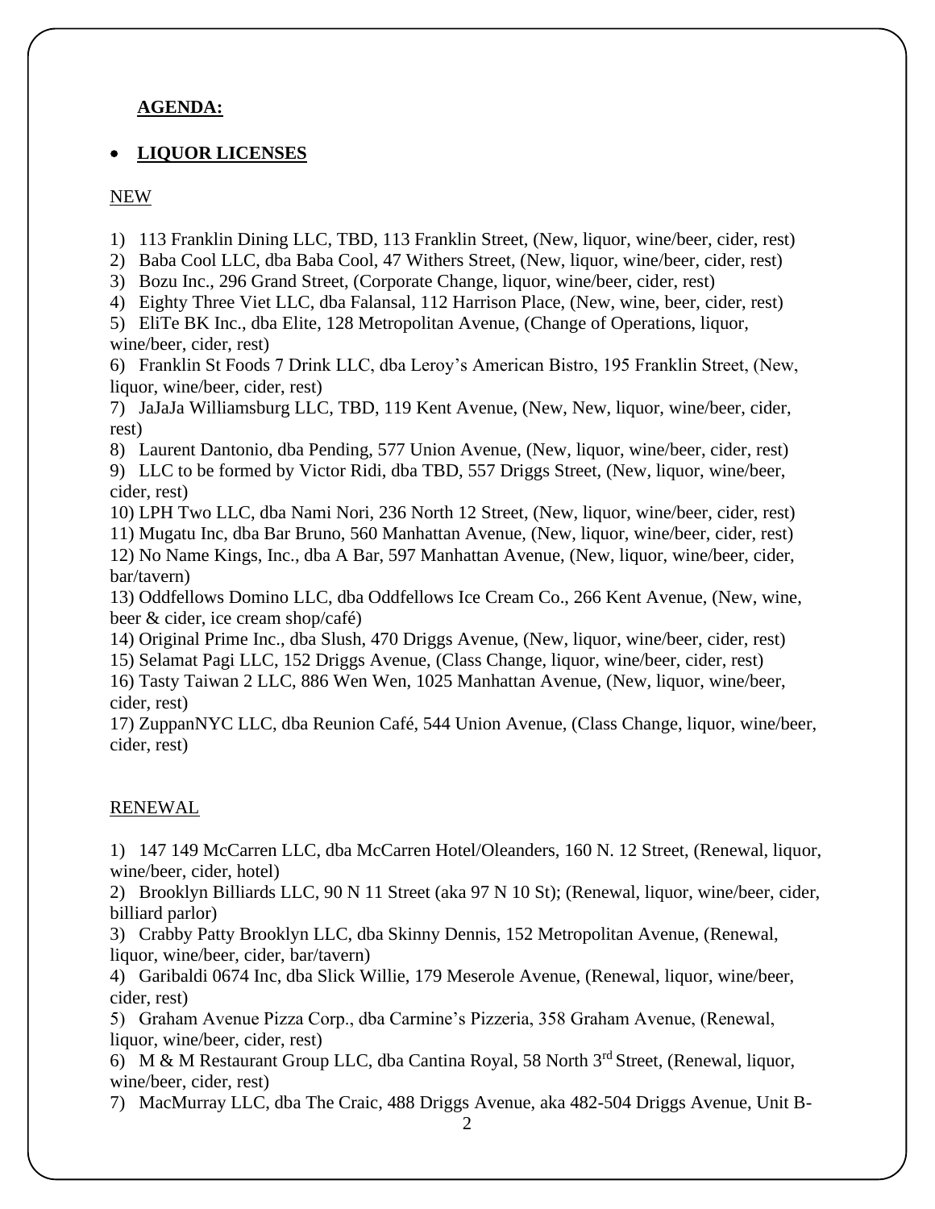**AGENDA:**

- **LIQUOR LICENSES**

NEW

1) 113 Franklin Dining LLC, TBD, 113 Franklin Street, (New, liquor, wine/beer, cider, rest)
2) Baba Cool LLC, dba Baba Cool, 47 Withers Street, (New, liquor, wine/beer, cider, rest)
3) Bozu Inc., 296 Grand Street, (Corporate Change, liquor, wine/beer, cider, rest)
4) Eighty Three Viet LLC, dba Falansal, 112 Harrison Place, (New, wine, beer, cider, rest)
5) EliTe BK Inc., dba Elite, 128 Metropolitan Avenue, (Change of Operations, liquor, wine/beer, cider, rest)
6) Franklin St Foods 7 Drink LLC, dba Leroy's American Bistro, 195 Franklin Street, (New, liquor, wine/beer, cider, rest)
7) JaJaJa Williamsburg LLC, TBD, 119 Kent Avenue, (New, New, liquor, wine/beer, cider, rest)
8) Laurent Dantonio, dba Pending, 577 Union Avenue, (New, liquor, wine/beer, cider, rest)
9) LLC to be formed by Victor Ridi, dba TBD, 557 Driggs Street, (New, liquor, wine/beer, cider, rest)
10) LPH Two LLC, dba Nami Nori, 236 North 12 Street, (New, liquor, wine/beer, cider, rest)
11) Mugatu Inc, dba Bar Bruno, 560 Manhattan Avenue, (New, liquor, wine/beer, cider, rest)
12) No Name Kings, Inc., dba A Bar, 597 Manhattan Avenue, (New, liquor, wine/beer, cider, bar/tavern)
13) Oddfellows Domino LLC, dba Oddfellows Ice Cream Co., 266 Kent Avenue, (New, wine, beer & cider, ice cream shop/café)
14) Original Prime Inc., dba Slush, 470 Driggs Avenue, (New, liquor, wine/beer, cider, rest)
15) Selamat Pagi LLC, 152 Driggs Avenue, (Class Change, liquor, wine/beer, cider, rest)
16) Tasty Taiwan 2 LLC, 886 Wen Wen, 1025 Manhattan Avenue, (New, liquor, wine/beer, cider, rest)
17) ZuppanNYC LLC, dba Reunion Café, 544 Union Avenue, (Class Change, liquor, wine/beer, cider, rest)

RENEWAL

1) 147 149 McCarren LLC, dba McCarren Hotel/Oleanders, 160 N. 12 Street, (Renewal, liquor, wine/beer, cider, hotel)
2) Brooklyn Billiards LLC, 90 N 11 Street (aka 97 N 10 St); (Renewal, liquor, wine/beer, cider, billiard parlor)
3) Crabby Patty Brooklyn LLC, dba Skinny Dennis, 152 Metropolitan Avenue, (Renewal, liquor, wine/beer, cider, bar/tavern)
4) Garibaldi 0674 Inc, dba Slick Willie, 179 Meserole Avenue, (Renewal, liquor, wine/beer, cider, rest)
5) Graham Avenue Pizza Corp., dba Carmine's Pizzeria, 358 Graham Avenue, (Renewal, liquor, wine/beer, cider, rest)
6) M & M Restaurant Group LLC, dba Cantina Royal, 58 North 3rd Street, (Renewal, liquor, wine/beer, cider, rest)
7) MacMurray LLC, dba The Craic, 488 Driggs Avenue, aka 482-504 Driggs Avenue, Unit B-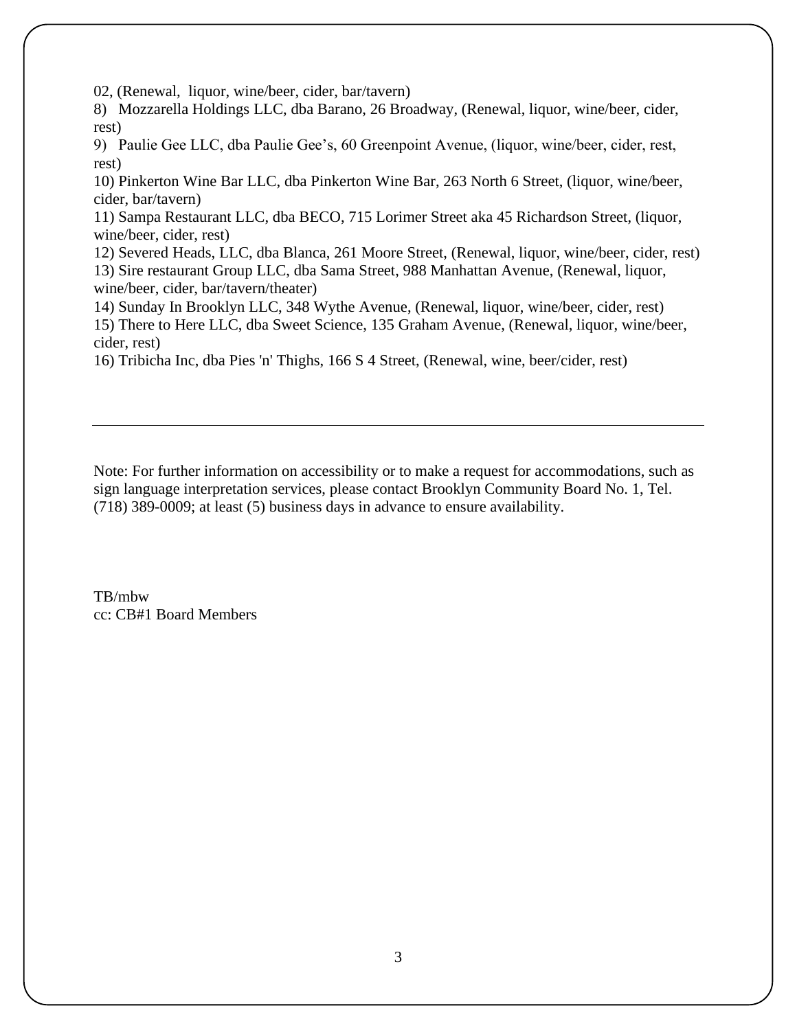02, (Renewal, liquor, wine/beer, cider, bar/tavern)

8) Mozzarella Holdings LLC, dba Barano, 26 Broadway, (Renewal, liquor, wine/beer, cider, rest)

9) Paulie Gee LLC, dba Paulie Gee's, 60 Greenpoint Avenue, (liquor, wine/beer, cider, rest, rest)

10) Pinkerton Wine Bar LLC, dba Pinkerton Wine Bar, 263 North 6 Street, (liquor, wine/beer, cider, bar/tavern)

11) Sampa Restaurant LLC, dba BECO, 715 Lorimer Street aka 45 Richardson Street, (liquor, wine/beer, cider, rest)

12) Severed Heads, LLC, dba Blanca, 261 Moore Street, (Renewal, liquor, wine/beer, cider, rest)

13) Sire restaurant Group LLC, dba Sama Street, 988 Manhattan Avenue, (Renewal, liquor, wine/beer, cider, bar/tavern/theater)

14) Sunday In Brooklyn LLC, 348 Wythe Avenue, (Renewal, liquor, wine/beer, cider, rest)

15) There to Here LLC, dba Sweet Science, 135 Graham Avenue, (Renewal, liquor, wine/beer, cider, rest)

16) Tribicha Inc, dba Pies 'n' Thighs, 166 S 4 Street, (Renewal, wine, beer/cider, rest)

---

Note: For further information on accessibility or to make a request for accommodations, such as sign language interpretation services, please contact Brooklyn Community Board No. 1, Tel. (718) 389-0009; at least (5) business days in advance to ensure availability.

TB/mbw
cc: CB#1 Board Members